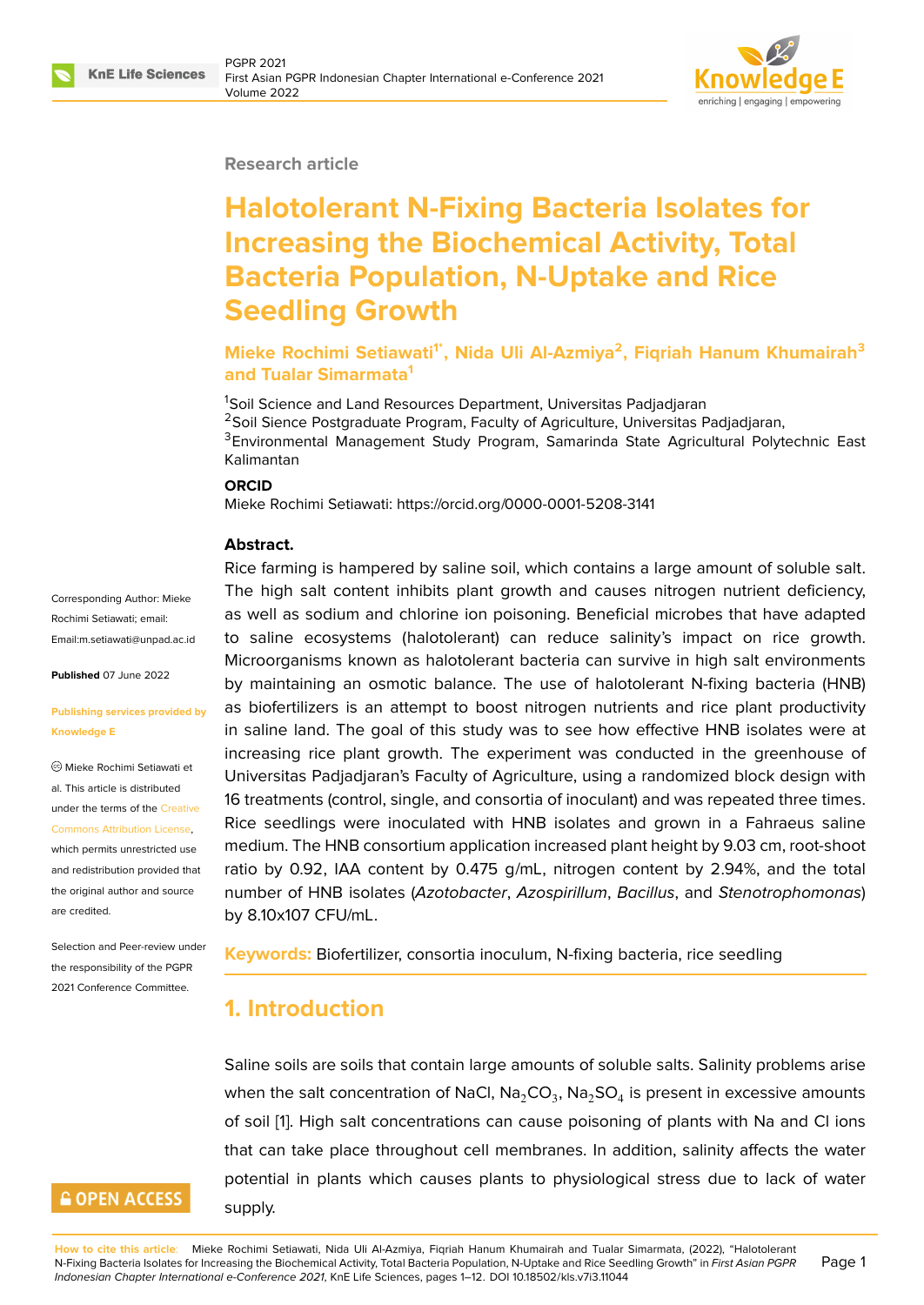Research article

# Halotolerant N-Fixing Bacteria Isolates for Increasing the Biochemical Activity, Total Bacteria Population, N-Uptake and Rice Seedling Growth

**Mieke Rochimi Setiawati[1*], Nida Uli Al-Azmiya[2], Fiqriah Hanum Khumairah[3] and Tualar Simarmata[1]**

[1]Soil Science and Land Resources Department, Universitas Padjadjaran
[2]Soil Sience Postgraduate Program, Faculty of Agriculture, Universitas Padjadjaran,
[3]Environmental Management Study Program, Samarinda State Agricultural Polytechnic East Kalimantan

**ORCID**

Mieke Rochimi Setiawati: https://orcid.org/0000-0001-5208-3141

Corresponding Author: Mieke Rochimi Setiawati; email: Email:m.setiawati@unpad.ac.id

**Published** 07 June 2022

**Publishing services provided by Knowledge E**

© Mieke Rochimi Setiawati et al. This article is distributed under the terms of the Creative Commons Attribution License, which permits unrestricted use and redistribution provided that the original author and source are credited.

Selection and Peer-review under the responsibility of the PGPR 2021 Conference Committee.

**Abstract.**

Rice farming is hampered by saline soil, which contains a large amount of soluble salt. The high salt content inhibits plant growth and causes nitrogen nutrient deficiency, as well as sodium and chlorine ion poisoning. Beneficial microbes that have adapted to saline ecosystems (halotolerant) can reduce salinity's impact on rice growth. Microorganisms known as halotolerant bacteria can survive in high salt environments by maintaining an osmotic balance. The use of halotolerant N-fixing bacteria (HNB) as biofertilizers is an attempt to boost nitrogen nutrients and rice plant productivity in saline land. The goal of this study was to see how effective HNB isolates were at increasing rice plant growth. The experiment was conducted in the greenhouse of Universitas Padjadjaran's Faculty of Agriculture, using a randomized block design with 16 treatments (control, single, and consortia of inoculant) and was repeated three times. Rice seedlings were inoculated with HNB isolates and grown in a Fahraeus saline medium. The HNB consortium application increased plant height by 9.03 cm, root-shoot ratio by 0.92, IAA content by 0.475 g/mL, nitrogen content by 2.94%, and the total number of HNB isolates (*Azotobacter*, *Azospirillum*, *Bacillus*, and *Stenotrophomonas*) by 8.10x107 CFU/mL.

**Keywords:** Biofertilizer, consortia inoculum, N-fixing bacteria, rice seedling

## 1. Introduction

Saline soils are soils that contain large amounts of soluble salts. Salinity problems arise when the salt concentration of NaCl, $Na_2CO_3$, $Na_2SO_4$ is present in excessive amounts of soil [1]. High salt concentrations can cause poisoning of plants with Na and Cl ions that can take place throughout cell membranes. In addition, salinity affects the water potential in plants which causes plants to physiological stress due to lack of water supply.

**How to cite this article**: Mieke Rochimi Setiawati, Nida Uli Al-Azmiya, Fiqriah Hanum Khumairah and Tualar Simarmata, (2022), "Halotolerant N-Fixing Bacteria Isolates for Increasing the Biochemical Activity, Total Bacteria Population, N-Uptake and Rice Seedling Growth" in *First Asian PGPR Indonesian Chapter International e-Conference 2021*, KnE Life Sciences, pages 1–12. DOI 10.18502/kls.v7i3.11044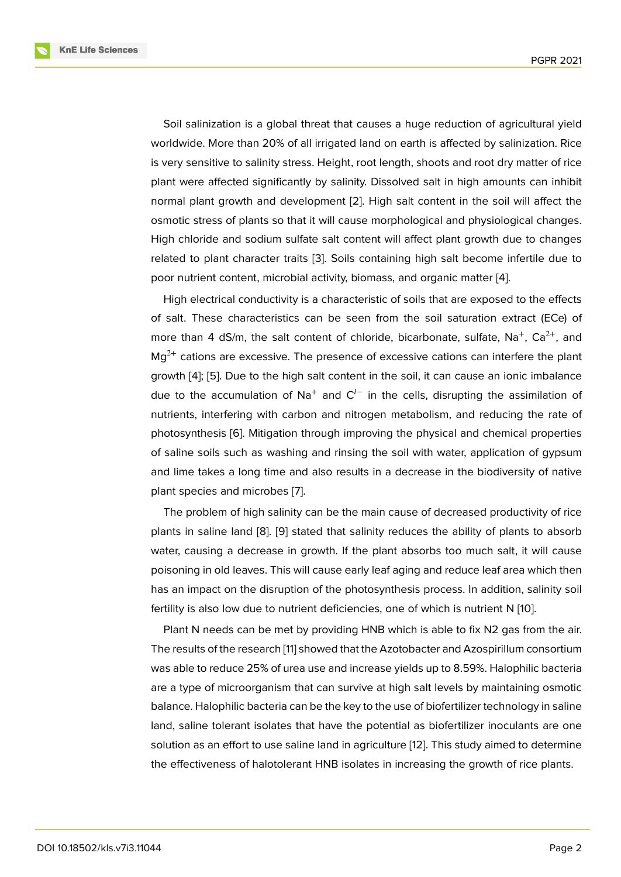Soil salinization is a global threat that causes a huge reduction of agricultural yield worldwide. More than 20% of all irrigated land on earth is affected by salinization. Rice is very sensitive to salinity stress. Height, root length, shoots and root dry matter of rice plant were affected significantly by salinity. Dissolved salt in high amounts can inhibit normal plant growth and development [2]. High salt content in the soil will affect the osmotic stress of plants so that it will cause morphological and physiological changes. High chloride and sodium sulfate salt content will affect plant growth due to changes related to plant character traits [3]. Soils containing high salt become infertile due to poor nutrient content, microbial activity, biomass, and organic matter [4].

High electrical conductivity is a characteristic of soils that are exposed to the effects of salt. These characteristics can be seen from the soil saturation extract (ECe) of more than 4 dS/m, the salt content of chloride, bicarbonate, sulfate, $Na^{+}$, $Ca^{2+}$, and $Mg^{2+}$ cations are excessive. The presence of excessive cations can interfere the plant growth [4]; [5]. Due to the high salt content in the soil, it can cause an ionic imbalance due to the accumulation of $Na^{+}$ and $C^{l-}$ in the cells, disrupting the assimilation of nutrients, interfering with carbon and nitrogen metabolism, and reducing the rate of photosynthesis [6]. Mitigation through improving the physical and chemical properties of saline soils such as washing and rinsing the soil with water, application of gypsum and lime takes a long time and also results in a decrease in the biodiversity of native plant species and microbes [7].

The problem of high salinity can be the main cause of decreased productivity of rice plants in saline land [8]. [9] stated that salinity reduces the ability of plants to absorb water, causing a decrease in growth. If the plant absorbs too much salt, it will cause poisoning in old leaves. This will cause early leaf aging and reduce leaf area which then has an impact on the disruption of the photosynthesis process. In addition, salinity soil fertility is also low due to nutrient deficiencies, one of which is nutrient N [10].

Plant N needs can be met by providing HNB which is able to fix N2 gas from the air. The results of the research [11] showed that the Azotobacter and Azospirillum consortium was able to reduce 25% of urea use and increase yields up to 8.59%. Halophilic bacteria are a type of microorganism that can survive at high salt levels by maintaining osmotic balance. Halophilic bacteria can be the key to the use of biofertilizer technology in saline land, saline tolerant isolates that have the potential as biofertilizer inoculants are one solution as an effort to use saline land in agriculture [12]. This study aimed to determine the effectiveness of halotolerant HNB isolates in increasing the growth of rice plants.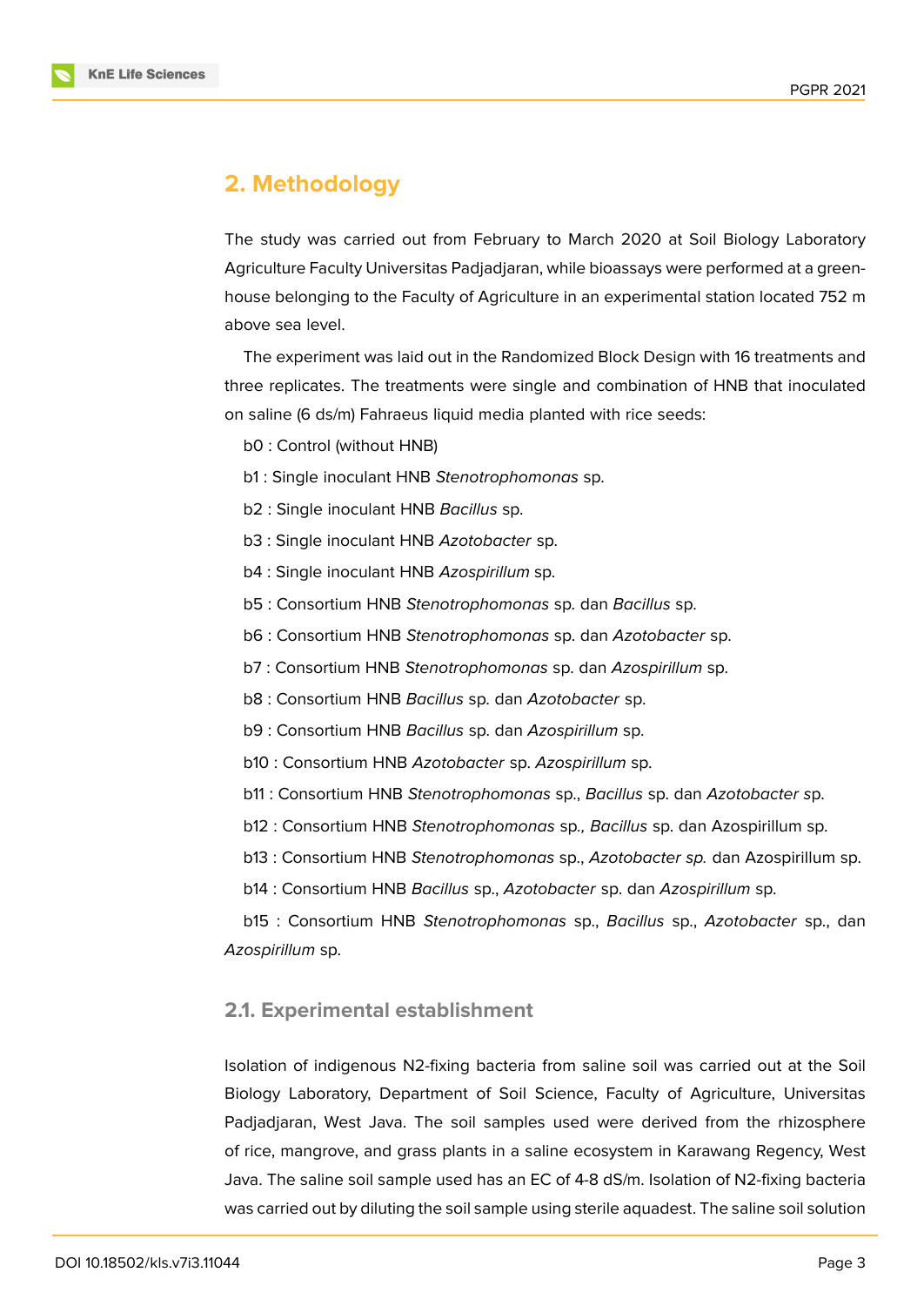## 2. Methodology

The study was carried out from February to March 2020 at Soil Biology Laboratory Agriculture Faculty Universitas Padjadjaran, while bioassays were performed at a greenhouse belonging to the Faculty of Agriculture in an experimental station located 752 m above sea level.

The experiment was laid out in the Randomized Block Design with 16 treatments and three replicates. The treatments were single and combination of HNB that inoculated on saline (6 ds/m) Fahraeus liquid media planted with rice seeds:

b0 : Control (without HNB)

b1 : Single inoculant HNB *Stenotrophomonas* sp.

b2 : Single inoculant HNB *Bacillus* sp.

b3 : Single inoculant HNB *Azotobacter* sp.

b4 : Single inoculant HNB *Azospirillum* sp.

b5 : Consortium HNB *Stenotrophomonas* sp. dan *Bacillus* sp.

b6 : Consortium HNB *Stenotrophomonas* sp. dan *Azotobacter* sp.

b7 : Consortium HNB *Stenotrophomonas* sp. dan *Azospirillum* sp.

b8 : Consortium HNB *Bacillus* sp. dan *Azotobacter* sp.

b9 : Consortium HNB *Bacillus* sp. dan *Azospirillum* sp.

b10 : Consortium HNB *Azotobacter* sp. *Azospirillum* sp.

b11 : Consortium HNB *Stenotrophomonas* sp., *Bacillus* sp. dan *Azotobacter* sp.

b12 : Consortium HNB *Stenotrophomonas* sp.*, Bacillus* sp. dan Azospirillum sp.

b13 : Consortium HNB *Stenotrophomonas* sp., *Azotobacter sp.* dan Azospirillum sp.

b14 : Consortium HNB *Bacillus* sp., *Azotobacter* sp. dan *Azospirillum* sp.

b15 : Consortium HNB *Stenotrophomonas* sp., *Bacillus* sp., *Azotobacter* sp., dan *Azospirillum* sp.

### 2.1. Experimental establishment

Isolation of indigenous N2-fixing bacteria from saline soil was carried out at the Soil Biology Laboratory, Department of Soil Science, Faculty of Agriculture, Universitas Padjadjaran, West Java. The soil samples used were derived from the rhizosphere of rice, mangrove, and grass plants in a saline ecosystem in Karawang Regency, West Java. The saline soil sample used has an EC of 4-8 dS/m. Isolation of N2-fixing bacteria was carried out by diluting the soil sample using sterile aquadest. The saline soil solution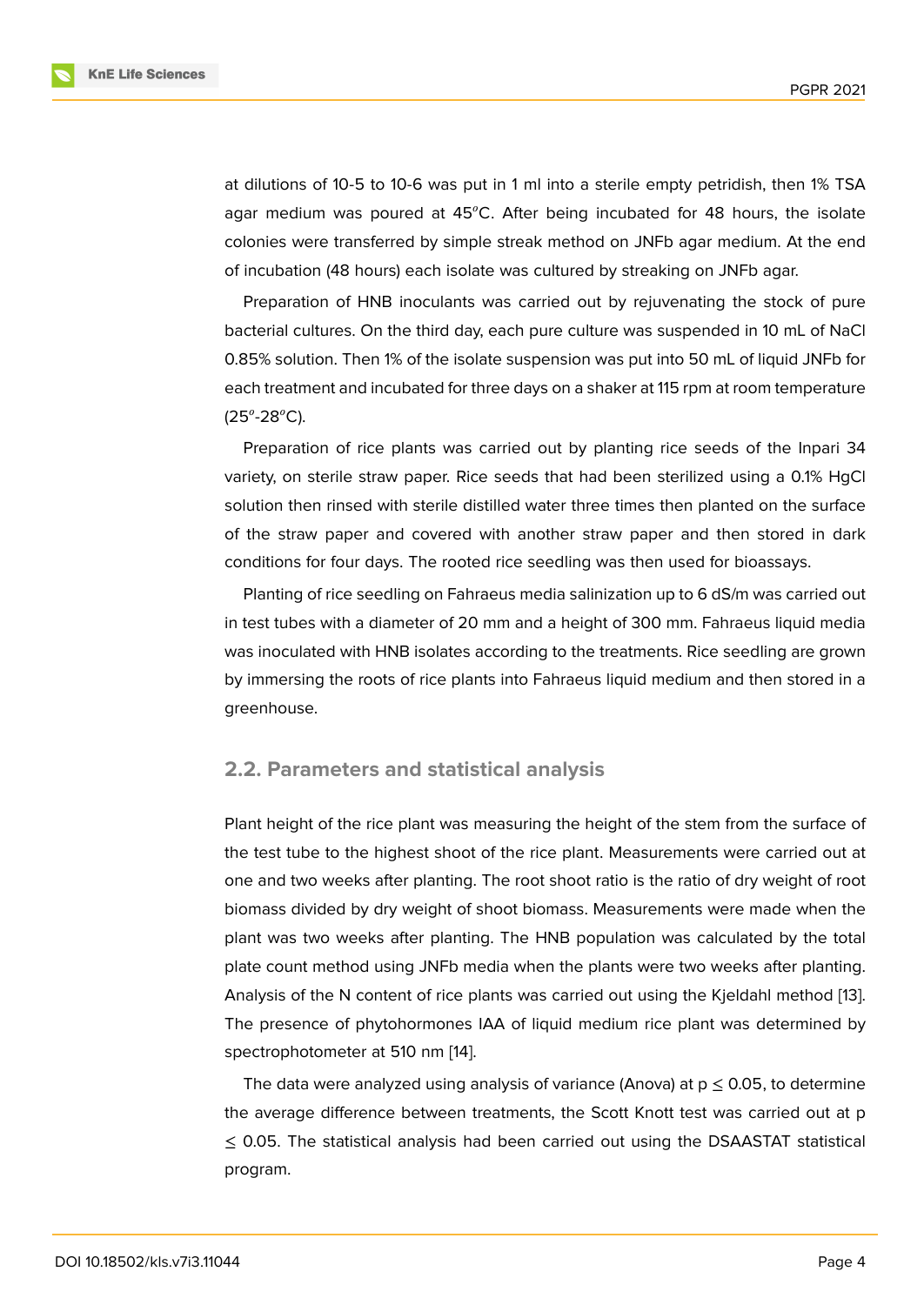at dilutions of 10-5 to 10-6 was put in 1 ml into a sterile empty petridish, then 1% TSA agar medium was poured at 45$^o$C. After being incubated for 48 hours, the isolate colonies were transferred by simple streak method on JNFb agar medium. At the end of incubation (48 hours) each isolate was cultured by streaking on JNFb agar.

Preparation of HNB inoculants was carried out by rejuvenating the stock of pure bacterial cultures. On the third day, each pure culture was suspended in 10 mL of NaCl 0.85% solution. Then 1% of the isolate suspension was put into 50 mL of liquid JNFb for each treatment and incubated for three days on a shaker at 115 rpm at room temperature (25$^o$-28$^o$C).

Preparation of rice plants was carried out by planting rice seeds of the Inpari 34 variety, on sterile straw paper. Rice seeds that had been sterilized using a 0.1% HgCl solution then rinsed with sterile distilled water three times then planted on the surface of the straw paper and covered with another straw paper and then stored in dark conditions for four days. The rooted rice seedling was then used for bioassays.

Planting of rice seedling on Fahraeus media salinization up to 6 dS/m was carried out in test tubes with a diameter of 20 mm and a height of 300 mm. Fahraeus liquid media was inoculated with HNB isolates according to the treatments. Rice seedling are grown by immersing the roots of rice plants into Fahraeus liquid medium and then stored in a greenhouse.

## 2.2. Parameters and statistical analysis

Plant height of the rice plant was measuring the height of the stem from the surface of the test tube to the highest shoot of the rice plant. Measurements were carried out at one and two weeks after planting. The root shoot ratio is the ratio of dry weight of root biomass divided by dry weight of shoot biomass. Measurements were made when the plant was two weeks after planting. The HNB population was calculated by the total plate count method using JNFb media when the plants were two weeks after planting. Analysis of the N content of rice plants was carried out using the Kjeldahl method [13]. The presence of phytohormones IAA of liquid medium rice plant was determined by spectrophotometer at 510 nm [14].

The data were analyzed using analysis of variance (Anova) at $p \leq 0.05$, to determine the average difference between treatments, the Scott Knott test was carried out at $p \leq 0.05$. The statistical analysis had been carried out using the DSAASTAT statistical program.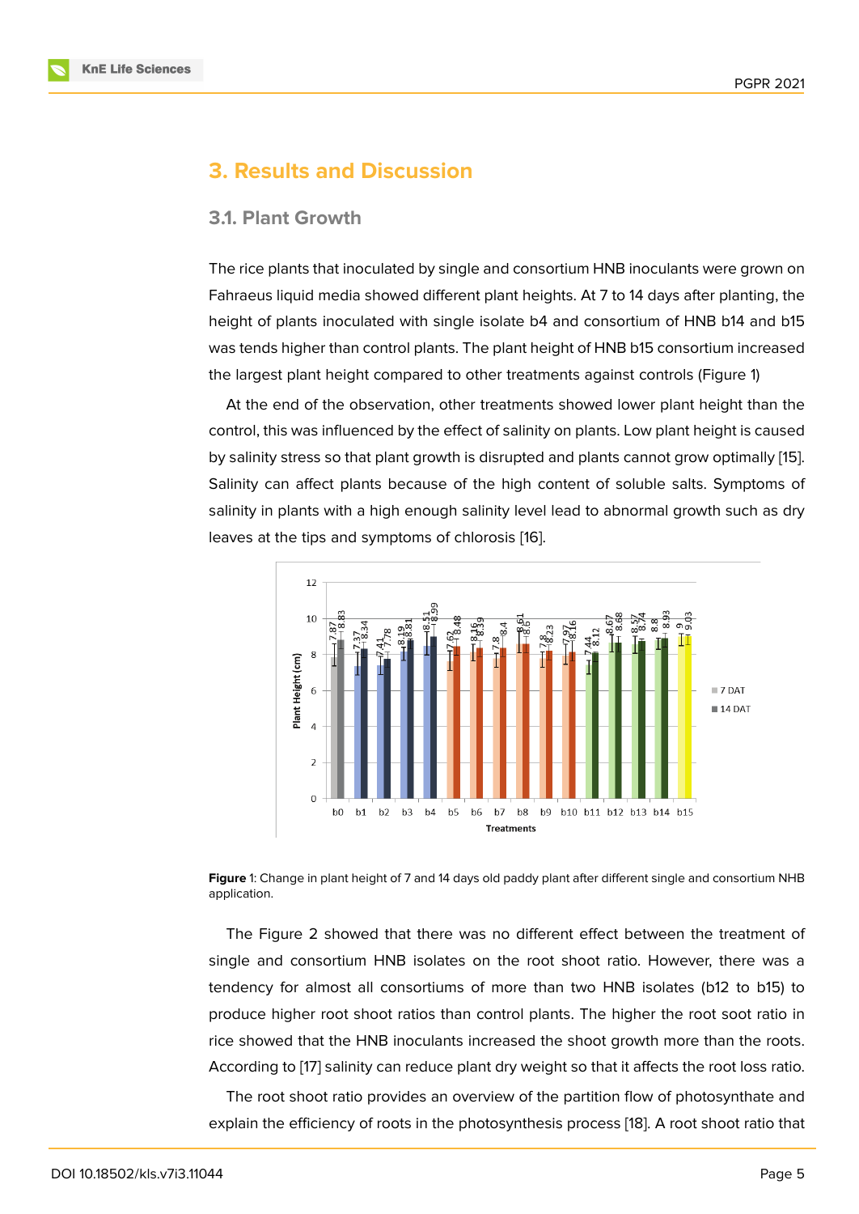# 3. Results and Discussion

## 3.1. Plant Growth

The rice plants that inoculated by single and consortium HNB inoculants were grown on Fahraeus liquid media showed different plant heights. At 7 to 14 days after planting, the height of plants inoculated with single isolate b4 and consortium of HNB b14 and b15 was tends higher than control plants. The plant height of HNB b15 consortium increased the largest plant height compared to other treatments against controls (Figure 1)

At the end of the observation, other treatments showed lower plant height than the control, this was influenced by the effect of salinity on plants. Low plant height is caused by salinity stress so that plant growth is disrupted and plants cannot grow optimally [15]. Salinity can affect plants because of the high content of soluble salts. Symptoms of salinity in plants with a high enough salinity level lead to abnormal growth such as dry leaves at the tips and symptoms of chlorosis [16].

**Figure** 1: Change in plant height of 7 and 14 days old paddy plant after different single and consortium NHB application.

The Figure 2 showed that there was no different effect between the treatment of single and consortium HNB isolates on the root shoot ratio. However, there was a tendency for almost all consortiums of more than two HNB isolates (b12 to b15) to produce higher root shoot ratios than control plants. The higher the root soot ratio in rice showed that the HNB inoculants increased the shoot growth more than the roots. According to [17] salinity can reduce plant dry weight so that it affects the root loss ratio.

The root shoot ratio provides an overview of the partition flow of photosynthate and explain the efficiency of roots in the photosynthesis process [18]. A root shoot ratio that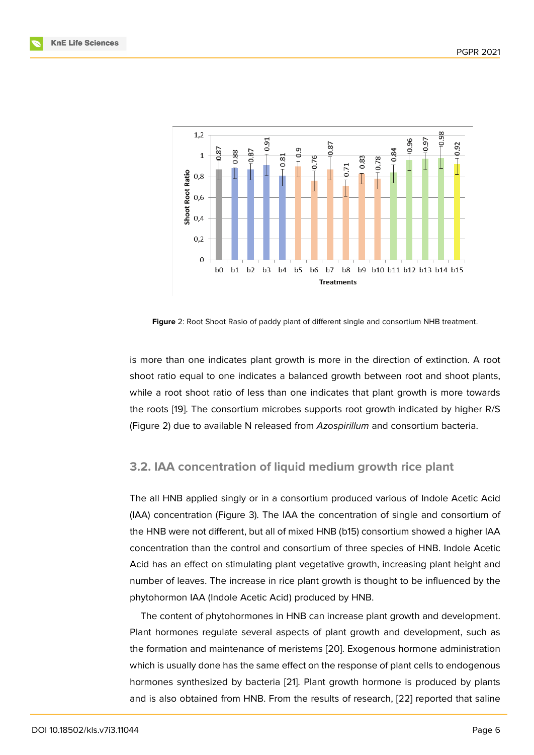**Figure** 2: Root Shoot Rasio of paddy plant of different single and consortium NHB treatment.

is more than one indicates plant growth is more in the direction of extinction. A root shoot ratio equal to one indicates a balanced growth between root and shoot plants, while a root shoot ratio of less than one indicates that plant growth is more towards the roots [19]. The consortium microbes supports root growth indicated by higher R/S (Figure 2) due to available N released from *Azospirillum* and consortium bacteria.

## 3.2. IAA concentration of liquid medium growth rice plant

The all HNB applied singly or in a consortium produced various of Indole Acetic Acid (IAA) concentration (Figure 3). The IAA the concentration of single and consortium of the HNB were not different, but all of mixed HNB (b15) consortium showed a higher IAA concentration than the control and consortium of three species of HNB. Indole Acetic Acid has an effect on stimulating plant vegetative growth, increasing plant height and number of leaves. The increase in rice plant growth is thought to be influenced by the phytohormon IAA (Indole Acetic Acid) produced by HNB.

The content of phytohormones in HNB can increase plant growth and development. Plant hormones regulate several aspects of plant growth and development, such as the formation and maintenance of meristems [20]. Exogenous hormone administration which is usually done has the same effect on the response of plant cells to endogenous hormones synthesized by bacteria [21]. Plant growth hormone is produced by plants and is also obtained from HNB. From the results of research, [22] reported that saline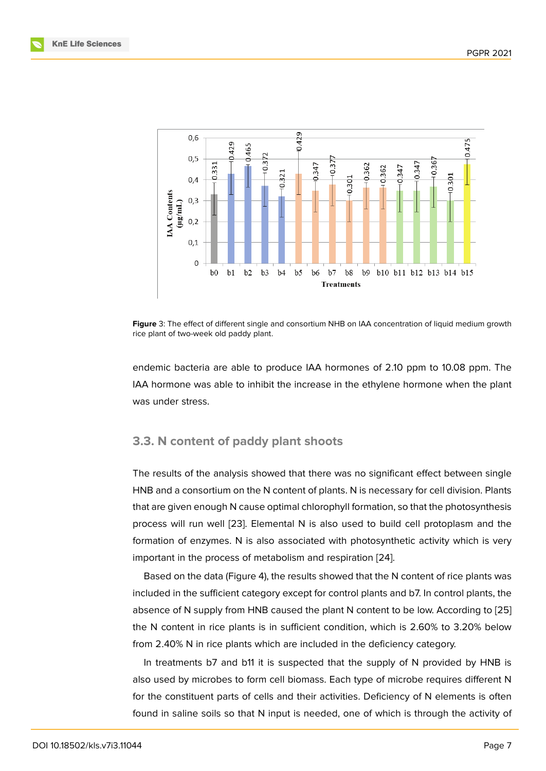**Figure** 3: The effect of different single and consortium NHB on IAA concentration of liquid medium growth rice plant of two-week old paddy plant.

endemic bacteria are able to produce IAA hormones of 2.10 ppm to 10.08 ppm. The IAA hormone was able to inhibit the increase in the ethylene hormone when the plant was under stress.

### 3.3. N content of paddy plant shoots

The results of the analysis showed that there was no significant effect between single HNB and a consortium on the N content of plants. N is necessary for cell division. Plants that are given enough N cause optimal chlorophyll formation, so that the photosynthesis process will run well [23]. Elemental N is also used to build cell protoplasm and the formation of enzymes. N is also associated with photosynthetic activity which is very important in the process of metabolism and respiration [24].

Based on the data (Figure 4), the results showed that the N content of rice plants was included in the sufficient category except for control plants and b7. In control plants, the absence of N supply from HNB caused the plant N content to be low. According to [25] the N content in rice plants is in sufficient condition, which is 2.60% to 3.20% below from 2.40% N in rice plants which are included in the deficiency category.

In treatments b7 and b11 it is suspected that the supply of N provided by HNB is also used by microbes to form cell biomass. Each type of microbe requires different N for the constituent parts of cells and their activities. Deficiency of N elements is often found in saline soils so that N input is needed, one of which is through the activity of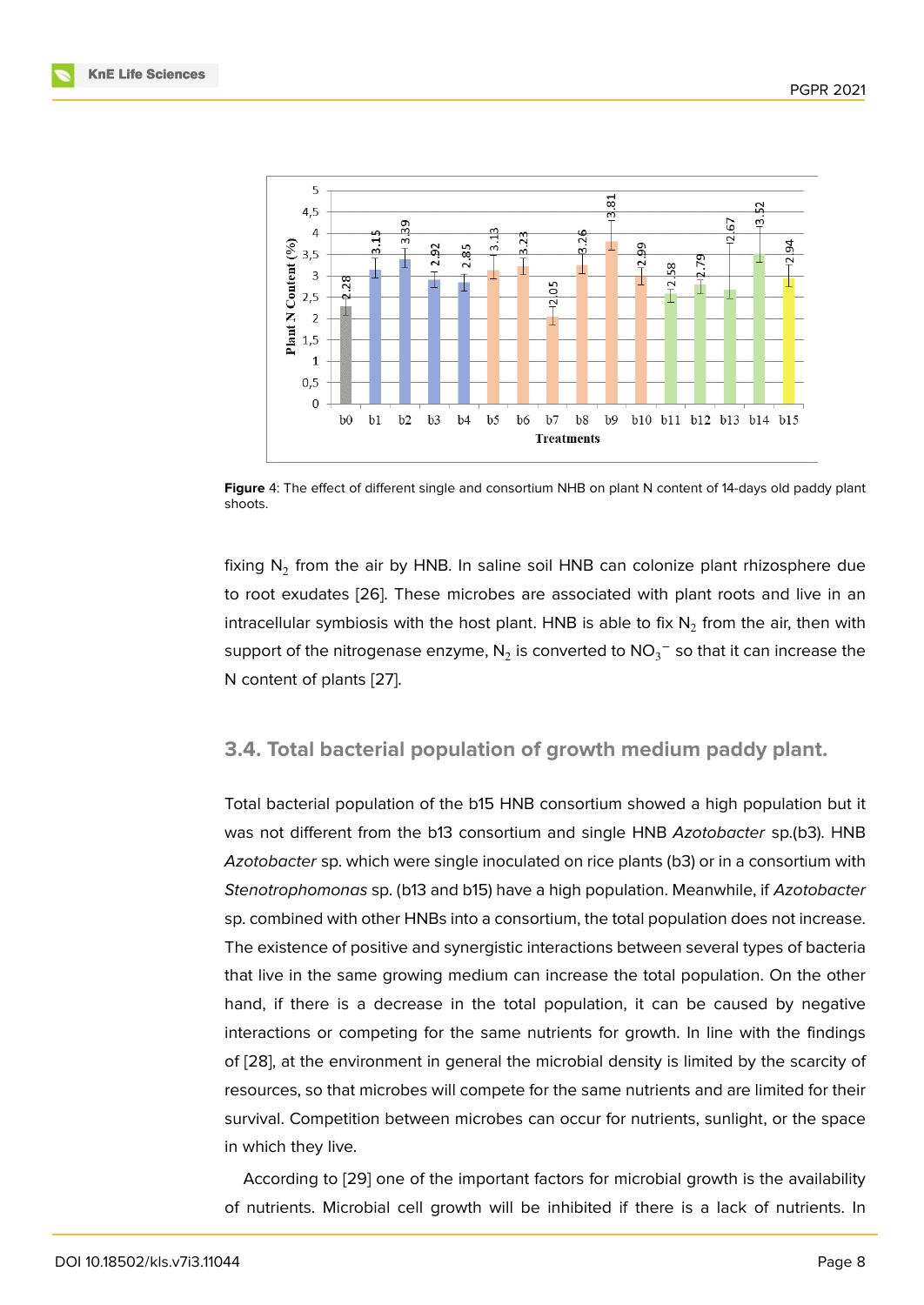**Figure** 4: The effect of different single and consortium NHB on plant N content of 14-days old paddy plant shoots.

fixing $N_2$ from the air by HNB. In saline soil HNB can colonize plant rhizosphere due to root exudates [26]. These microbes are associated with plant roots and live in an intracellular symbiosis with the host plant. HNB is able to fix $N_2$ from the air, then with support of the nitrogenase enzyme, $N_2$ is converted to $NO_3^-$ so that it can increase the N content of plants [27].

### 3.4. Total bacterial population of growth medium paddy plant.

Total bacterial population of the b15 HNB consortium showed a high population but it was not different from the b13 consortium and single HNB *Azotobacter* sp.(b3). HNB *Azotobacter* sp. which were single inoculated on rice plants (b3) or in a consortium with *Stenotrophomonas* sp. (b13 and b15) have a high population. Meanwhile, if *Azotobacter* sp. combined with other HNBs into a consortium, the total population does not increase. The existence of positive and synergistic interactions between several types of bacteria that live in the same growing medium can increase the total population. On the other hand, if there is a decrease in the total population, it can be caused by negative interactions or competing for the same nutrients for growth. In line with the findings of [28], at the environment in general the microbial density is limited by the scarcity of resources, so that microbes will compete for the same nutrients and are limited for their survival. Competition between microbes can occur for nutrients, sunlight, or the space in which they live.

According to [29] one of the important factors for microbial growth is the availability of nutrients. Microbial cell growth will be inhibited if there is a lack of nutrients. In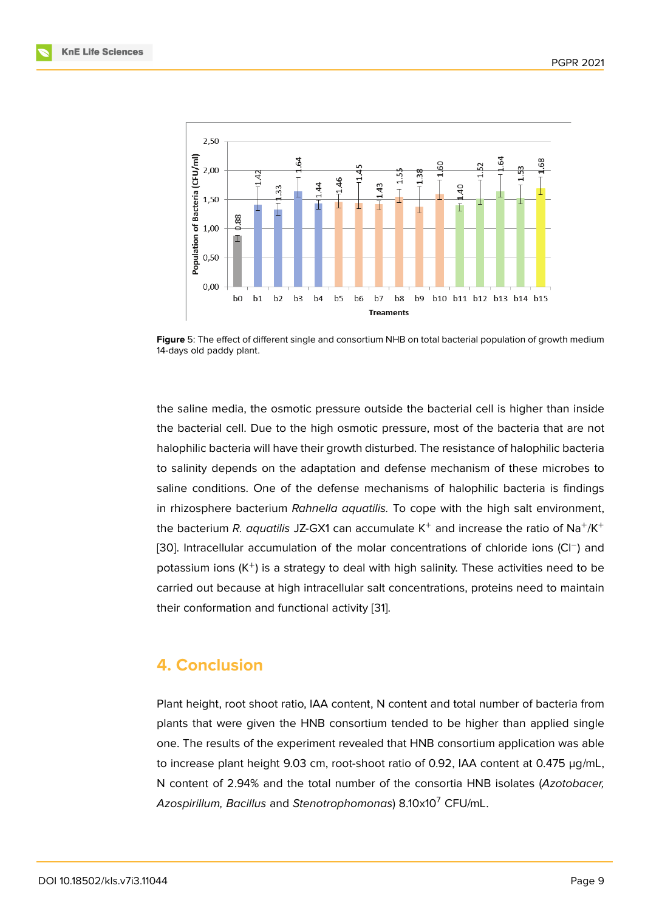Figure 5: The effect of different single and consortium NHB on total bacterial population of growth medium 14-days old paddy plant.

the saline media, the osmotic pressure outside the bacterial cell is higher than inside the bacterial cell. Due to the high osmotic pressure, most of the bacteria that are not halophilic bacteria will have their growth disturbed. The resistance of halophilic bacteria to salinity depends on the adaptation and defense mechanism of these microbes to saline conditions. One of the defense mechanisms of halophilic bacteria is findings in rhizosphere bacterium *Rahnella aquatilis*. To cope with the high salt environment, the bacterium *R. aquatilis* JZ-GX1 can accumulate $K^+$ and increase the ratio of $Na^+/K^+$ [30]. Intracellular accumulation of the molar concentrations of chloride ions ($Cl^-$) and potassium ions ($K^+$) is a strategy to deal with high salinity. These activities need to be carried out because at high intracellular salt concentrations, proteins need to maintain their conformation and functional activity [31].

## 4. Conclusion

Plant height, root shoot ratio, IAA content, N content and total number of bacteria from plants that were given the HNB consortium tended to be higher than applied single one. The results of the experiment revealed that HNB consortium application was able to increase plant height 9.03 cm, root-shoot ratio of 0.92, IAA content at 0.475 μg/mL, N content of 2.94% and the total number of the consortia HNB isolates (*Azotobacer, Azospirillum, Bacillus* and *Stenotrophomonas*) 8.10x$10^7$ CFU/mL.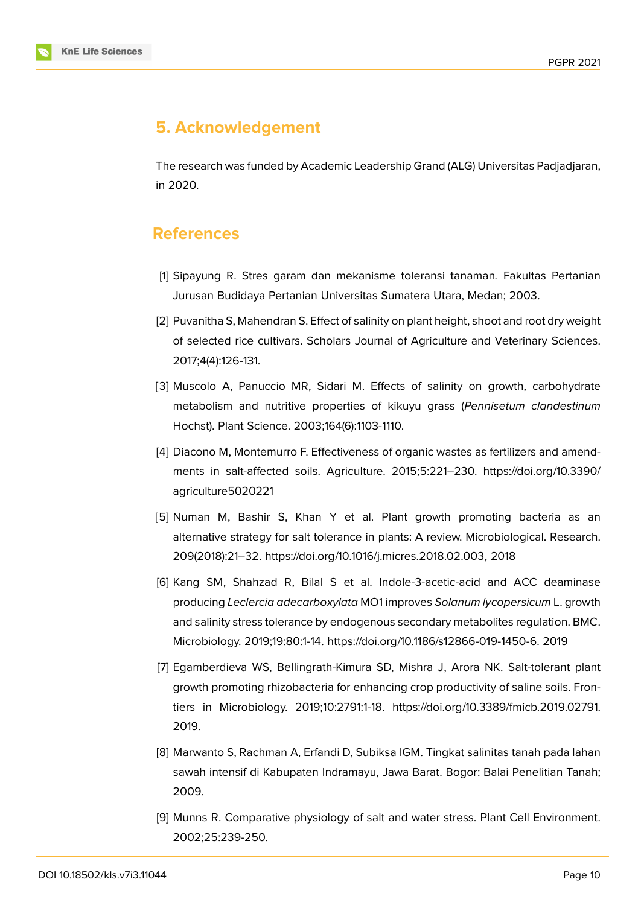## 5. Acknowledgement

The research was funded by Academic Leadership Grand (ALG) Universitas Padjadjaran, in 2020.

## References

[1] Sipayung R. Stres garam dan mekanisme toleransi tanaman. Fakultas Pertanian Jurusan Budidaya Pertanian Universitas Sumatera Utara, Medan; 2003.

[2] Puvanitha S, Mahendran S. Effect of salinity on plant height, shoot and root dry weight of selected rice cultivars. Scholars Journal of Agriculture and Veterinary Sciences. 2017;4(4):126-131.

[3] Muscolo A, Panuccio MR, Sidari M. Effects of salinity on growth, carbohydrate metabolism and nutritive properties of kikuyu grass (*Pennisetum clandestinum* Hochst). Plant Science. 2003;164(6):1103-1110.

[4] Diacono M, Montemurro F. Effectiveness of organic wastes as fertilizers and amendments in salt-affected soils. Agriculture. 2015;5:221–230. https://doi.org/10.3390/agriculture5020221

[5] Numan M, Bashir S, Khan Y et al. Plant growth promoting bacteria as an alternative strategy for salt tolerance in plants: A review. Microbiological. Research. 209(2018):21–32. https://doi.org/10.1016/j.micres.2018.02.003, 2018

[6] Kang SM, Shahzad R, Bilal S et al. Indole-3-acetic-acid and ACC deaminase producing *Leclercia adecarboxylata* MO1 improves *Solanum lycopersicum* L. growth and salinity stress tolerance by endogenous secondary metabolites regulation. BMC. Microbiology. 2019;19:80:1-14. https://doi.org/10.1186/s12866-019-1450-6. 2019

[7] Egamberdieva WS, Bellingrath-Kimura SD, Mishra J, Arora NK. Salt-tolerant plant growth promoting rhizobacteria for enhancing crop productivity of saline soils. Frontiers in Microbiology. 2019;10:2791:1-18. https://doi.org/10.3389/fmicb.2019.02791. 2019.

[8] Marwanto S, Rachman A, Erfandi D, Subiksa IGM. Tingkat salinitas tanah pada lahan sawah intensif di Kabupaten Indramayu, Jawa Barat. Bogor: Balai Penelitian Tanah; 2009.

[9] Munns R. Comparative physiology of salt and water stress. Plant Cell Environment. 2002;25:239-250.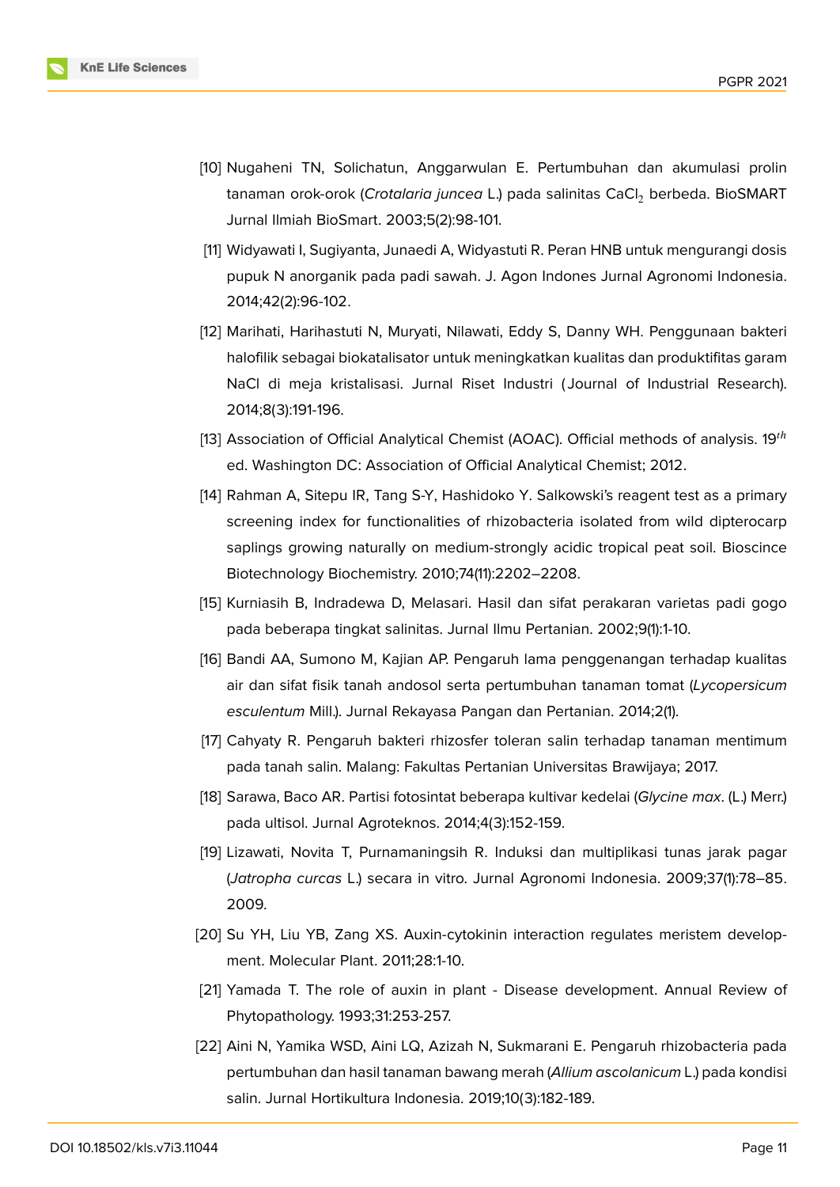[10] Nugaheni TN, Solichatun, Anggarwulan E. Pertumbuhan dan akumulasi prolin tanaman orok-orok (*Crotalaria juncea* L.) pada salinitas $CaCl_2$ berbeda. BioSMART Jurnal Ilmiah BioSmart. 2003;5(2):98-101.

[11] Widyawati I, Sugiyanta, Junaedi A, Widyastuti R. Peran HNB untuk mengurangi dosis pupuk N anorganik pada padi sawah. J. Agon Indones Jurnal Agronomi Indonesia. 2014;42(2):96-102.

[12] Marihati, Harihastuti N, Muryati, Nilawati, Eddy S, Danny WH. Penggunaan bakteri halofilik sebagai biokatalisator untuk meningkatkan kualitas dan produktifitas garam NaCl di meja kristalisasi. Jurnal Riset Industri (Journal of Industrial Research). 2014;8(3):191-196.

[13] Association of Official Analytical Chemist (AOAC). Official methods of analysis. $19^{th}$ ed. Washington DC: Association of Official Analytical Chemist; 2012.

[14] Rahman A, Sitepu IR, Tang S-Y, Hashidoko Y. Salkowski's reagent test as a primary screening index for functionalities of rhizobacteria isolated from wild dipterocarp saplings growing naturally on medium-strongly acidic tropical peat soil. Bioscince Biotechnology Biochemistry. 2010;74(11):2202–2208.

[15] Kurniasih B, Indradewa D, Melasari. Hasil dan sifat perakaran varietas padi gogo pada beberapa tingkat salinitas. Jurnal Ilmu Pertanian. 2002;9(1):1-10.

[16] Bandi AA, Sumono M, Kajian AP. Pengaruh lama penggenangan terhadap kualitas air dan sifat fisik tanah andosol serta pertumbuhan tanaman tomat (*Lycopersicum esculentum* Mill.). Jurnal Rekayasa Pangan dan Pertanian. 2014;2(1).

[17] Cahyaty R. Pengaruh bakteri rhizosfer toleran salin terhadap tanaman mentimum pada tanah salin. Malang: Fakultas Pertanian Universitas Brawijaya; 2017.

[18] Sarawa, Baco AR. Partisi fotosintat beberapa kultivar kedelai (*Glycine max*. (L.) Merr.) pada ultisol. Jurnal Agroteknos. 2014;4(3):152-159.

[19] Lizawati, Novita T, Purnamaningsih R. Induksi dan multiplikasi tunas jarak pagar (*Jatropha curcas* L.) secara in vitro. Jurnal Agronomi Indonesia. 2009;37(1):78–85. 2009.

[20] Su YH, Liu YB, Zang XS. Auxin-cytokinin interaction regulates meristem development. Molecular Plant. 2011;28:1-10.

[21] Yamada T. The role of auxin in plant - Disease development. Annual Review of Phytopathology. 1993;31:253-257.

[22] Aini N, Yamika WSD, Aini LQ, Azizah N, Sukmarani E. Pengaruh rhizobacteria pada pertumbuhan dan hasil tanaman bawang merah (*Allium ascolanicum* L.) pada kondisi salin. Jurnal Hortikultura Indonesia. 2019;10(3):182-189.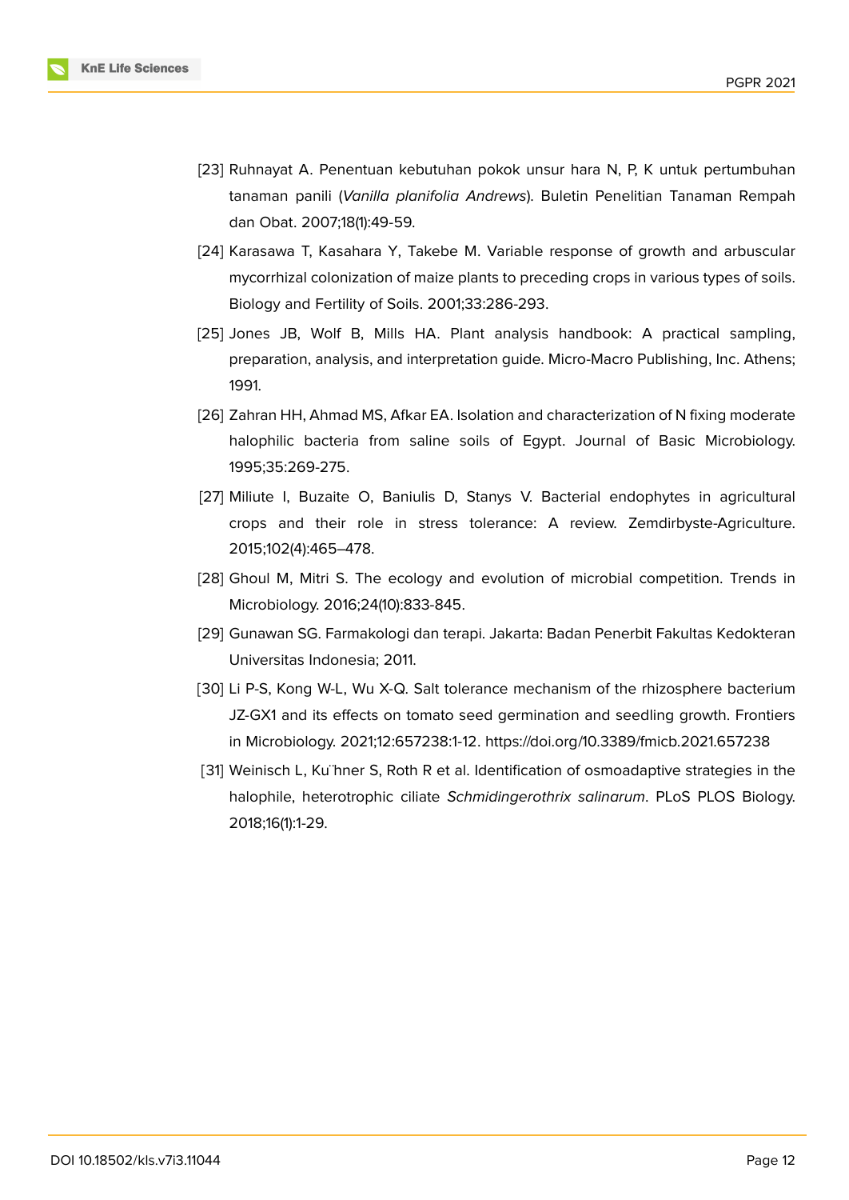[23] Ruhnayat A. Penentuan kebutuhan pokok unsur hara N, P, K untuk pertumbuhan tanaman panili (*Vanilla planifolia Andrews*). Buletin Penelitian Tanaman Rempah dan Obat. 2007;18(1):49-59.

[24] Karasawa T, Kasahara Y, Takebe M. Variable response of growth and arbuscular mycorrhizal colonization of maize plants to preceding crops in various types of soils. Biology and Fertility of Soils. 2001;33:286-293.

[25] Jones JB, Wolf B, Mills HA. Plant analysis handbook: A practical sampling, preparation, analysis, and interpretation guide. Micro-Macro Publishing, Inc. Athens; 1991.

[26] Zahran HH, Ahmad MS, Afkar EA. Isolation and characterization of N fixing moderate halophilic bacteria from saline soils of Egypt. Journal of Basic Microbiology. 1995;35:269-275.

[27] Miliute I, Buzaite O, Baniulis D, Stanys V. Bacterial endophytes in agricultural crops and their role in stress tolerance: A review. Zemdirbyste-Agriculture. 2015;102(4):465–478.

[28] Ghoul M, Mitri S. The ecology and evolution of microbial competition. Trends in Microbiology. 2016;24(10):833-845.

[29] Gunawan SG. Farmakologi dan terapi. Jakarta: Badan Penerbit Fakultas Kedokteran Universitas Indonesia; 2011.

[30] Li P-S, Kong W-L, Wu X-Q. Salt tolerance mechanism of the rhizosphere bacterium JZ-GX1 and its effects on tomato seed germination and seedling growth. Frontiers in Microbiology. 2021;12:657238:1-12. https://doi.org/10.3389/fmicb.2021.657238

[31] Weinisch L, Kühner S, Roth R et al. Identification of osmoadaptive strategies in the halophile, heterotrophic ciliate *Schmidingerothrix salinarum*. PLoS PLOS Biology. 2018;16(1):1-29.